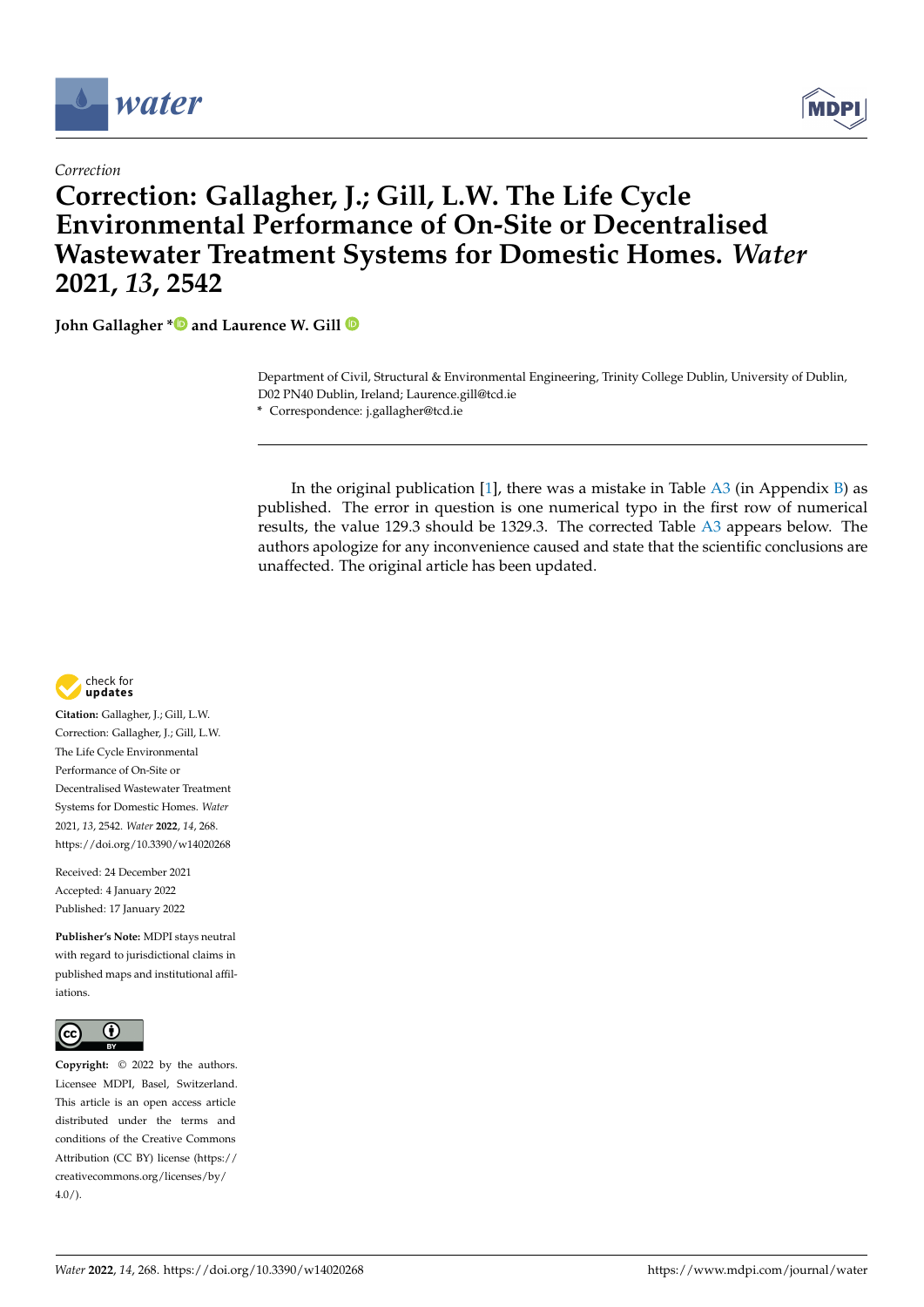*Correction*

# Correction: Gallagher, J.; Gill, L.W. The Life Cycle Environmental Performance of On-Site or Decentralised Wastewater Treatment Systems for Domestic Homes. *Water* 2021, *13*, 2542

**John Gallagher * and Laurence W. Gill**

Department of Civil, Structural & Environmental Engineering, Trinity College Dublin, University of Dublin, D02 PN40 Dublin, Ireland; Laurence.gill@tcd.ie

\* Correspondence: j.gallagher@tcd.ie

In the original publication [1], there was a mistake in Table A3 (in Appendix B) as published. The error in question is one numerical typo in the first row of numerical results, the value 129.3 should be 1329.3. The corrected Table A3 appears below. The authors apologize for any inconvenience caused and state that the scientific conclusions are unaffected. The original article has been updated.

**Citation:** Gallagher, J.; Gill, L.W. Correction: Gallagher, J.; Gill, L.W. The Life Cycle Environmental Performance of On-Site or Decentralised Wastewater Treatment Systems for Domestic Homes. *Water* 2021, *13*, 2542. *Water* **2022**, *14*, 268. https://doi.org/10.3390/w14020268

Received: 24 December 2021

Accepted: 4 January 2022

Published: 17 January 2022

**Publisher's Note:** MDPI stays neutral with regard to jurisdictional claims in published maps and institutional affiliations.

**Copyright:** © 2022 by the authors. Licensee MDPI, Basel, Switzerland. This article is an open access article distributed under the terms and conditions of the Creative Commons Attribution (CC BY) license (https://creativecommons.org/licenses/by/4.0/).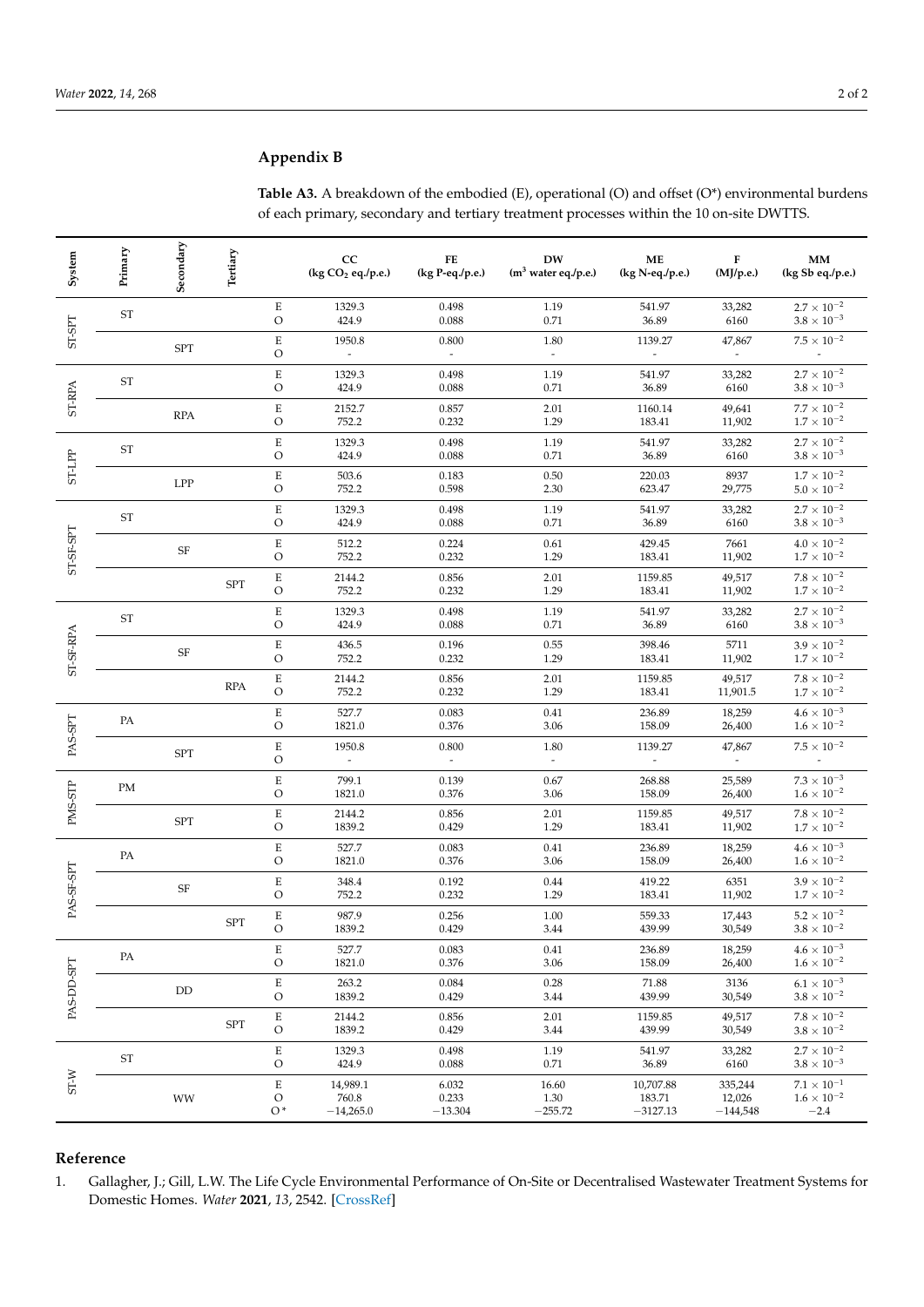## Appendix B

**Table A3.** A breakdown of the embodied (E), operational (O) and offset (O*) environmental burdens of each primary, secondary and tertiary treatment processes within the 10 on-site DWTTS.

| System | Primary | Secondary | Tertiary | | CC (kg $CO_2$ eq./p.e.) | FE (kg P-eq./p.e.) | DW ($m^3$ water eq./p.e.) | ME (kg N-eq./p.e.) | F (MJ/p.e.) | MM (kg Sb eq./p.e.) |
|---|---|---|---|---|---|---|---|---|---|---|
| ST-SPT | ST | | | E | 1329.3 | 0.498 | 1.19 | 541.97 | 33,282 | $2.7 \times 10^{-2}$ |
| | | | | O | 424.9 | 0.088 | 0.71 | 36.89 | 6160 | $3.8 \times 10^{-3}$ |
| | | SPT | | E | 1950.8 | 0.800 | 1.80 | 1139.27 | 47,867 | $7.5 \times 10^{-2}$ |
| | | | | O | - | - | - | - | - | - |
| ST-RPA | ST | | | E | 1329.3 | 0.498 | 1.19 | 541.97 | 33,282 | $2.7 \times 10^{-2}$ |
| | | | | O | 424.9 | 0.088 | 0.71 | 36.89 | 6160 | $3.8 \times 10^{-3}$ |
| | | RPA | | E | 2152.7 | 0.857 | 2.01 | 1160.14 | 49,641 | $7.7 \times 10^{-2}$ |
| | | | | O | 752.2 | 0.232 | 1.29 | 183.41 | 11,902 | $1.7 \times 10^{-2}$ |
| ST-LPP | ST | | | E | 1329.3 | 0.498 | 1.19 | 541.97 | 33,282 | $2.7 \times 10^{-2}$ |
| | | | | O | 424.9 | 0.088 | 0.71 | 36.89 | 6160 | $3.8 \times 10^{-3}$ |
| | | LPP | | E | 503.6 | 0.183 | 0.50 | 220.03 | 8937 | $1.7 \times 10^{-2}$ |
| | | | | O | 752.2 | 0.598 | 2.30 | 623.47 | 29,775 | $5.0 \times 10^{-2}$ |
| ST-SF-SPT | ST | | | E | 1329.3 | 0.498 | 1.19 | 541.97 | 33,282 | $2.7 \times 10^{-2}$ |
| | | | | O | 424.9 | 0.088 | 0.71 | 36.89 | 6160 | $3.8 \times 10^{-3}$ |
| | | SF | | E | 512.2 | 0.224 | 0.61 | 429.45 | 7661 | $4.0 \times 10^{-2}$ |
| | | | | O | 752.2 | 0.232 | 1.29 | 183.41 | 11,902 | $1.7 \times 10^{-2}$ |
| | | | SPT | E | 2144.2 | 0.856 | 2.01 | 1159.85 | 49,517 | $7.8 \times 10^{-2}$ |
| | | | | O | 752.2 | 0.232 | 1.29 | 183.41 | 11,902 | $1.7 \times 10^{-2}$ |
| ST-SF-RPA | ST | | | E | 1329.3 | 0.498 | 1.19 | 541.97 | 33,282 | $2.7 \times 10^{-2}$ |
| | | | | O | 424.9 | 0.088 | 0.71 | 36.89 | 6160 | $3.8 \times 10^{-3}$ |
| | | SF | | E | 436.5 | 0.196 | 0.55 | 398.46 | 5711 | $3.9 \times 10^{-2}$ |
| | | | | O | 752.2 | 0.232 | 1.29 | 183.41 | 11,902 | $1.7 \times 10^{-2}$ |
| | | | RPA | E | 2144.2 | 0.856 | 2.01 | 1159.85 | 49,517 | $7.8 \times 10^{-2}$ |
| | | | | O | 752.2 | 0.232 | 1.29 | 183.41 | 11,901.5 | $1.7 \times 10^{-2}$ |
| PAS-SPT | PA | | | E | 527.7 | 0.083 | 0.41 | 236.89 | 18,259 | $4.6 \times 10^{-3}$ |
| | | | | O | 1821.0 | 0.376 | 3.06 | 158.09 | 26,400 | $1.6 \times 10^{-2}$ |
| | | SPT | | E | 1950.8 | 0.800 | 1.80 | 1139.27 | 47,867 | $7.5 \times 10^{-2}$ |
| | | | | O | - | - | - | - | - | - |
| PMS-STP | PM | | | E | 799.1 | 0.139 | 0.67 | 268.88 | 25,589 | $7.3 \times 10^{-3}$ |
| | | | | O | 1821.0 | 0.376 | 3.06 | 158.09 | 26,400 | $1.6 \times 10^{-2}$ |
| | | SPT | | E | 2144.2 | 0.856 | 2.01 | 1159.85 | 49,517 | $7.8 \times 10^{-2}$ |
| | | | | O | 1839.2 | 0.429 | 1.29 | 183.41 | 11,902 | $1.7 \times 10^{-2}$ |
| PAS-SF-SPT | PA | | | E | 527.7 | 0.083 | 0.41 | 236.89 | 18,259 | $4.6 \times 10^{-3}$ |
| | | | | O | 1821.0 | 0.376 | 3.06 | 158.09 | 26,400 | $1.6 \times 10^{-2}$ |
| | | SF | | E | 348.4 | 0.192 | 0.44 | 419.22 | 6351 | $3.9 \times 10^{-2}$ |
| | | | | O | 752.2 | 0.232 | 1.29 | 183.41 | 11,902 | $1.7 \times 10^{-2}$ |
| | | | SPT | E | 987.9 | 0.256 | 1.00 | 559.33 | 17,443 | $5.2 \times 10^{-2}$ |
| | | | | O | 1839.2 | 0.429 | 3.44 | 439.99 | 30,549 | $3.8 \times 10^{-2}$ |
| PAS-DD-SPT | PA | | | E | 527.7 | 0.083 | 0.41 | 236.89 | 18,259 | $4.6 \times 10^{-3}$ |
| | | | | O | 1821.0 | 0.376 | 3.06 | 158.09 | 26,400 | $1.6 \times 10^{-2}$ |
| | | DD | | E | 263.2 | 0.084 | 0.28 | 71.88 | 3136 | $6.1 \times 10^{-3}$ |
| | | | | O | 1839.2 | 0.429 | 3.44 | 439.99 | 30,549 | $3.8 \times 10^{-2}$ |
| | | | SPT | E | 2144.2 | 0.856 | 2.01 | 1159.85 | 49,517 | $7.8 \times 10^{-2}$ |
| | | | | O | 1839.2 | 0.429 | 3.44 | 439.99 | 30,549 | $3.8 \times 10^{-2}$ |
| ST-W | ST | | | E | 1329.3 | 0.498 | 1.19 | 541.97 | 33,282 | $2.7 \times 10^{-2}$ |
| | | | | O | 424.9 | 0.088 | 0.71 | 36.89 | 6160 | $3.8 \times 10^{-3}$ |
| | | WW | | E | 14,989.1 | 6.032 | 16.60 | 10,707.88 | 335,244 | $7.1 \times 10^{-1}$ |
| | | | | O | 760.8 | 0.233 | 1.30 | 183.71 | 12,026 | $1.6 \times 10^{-2}$ |
| | | | | O* | −14,265.0 | −13.304 | −255.72 | −3127.13 | −144,548 | −2.4 |

## Reference

1. Gallagher, J.; Gill, L.W. The Life Cycle Environmental Performance of On-Site or Decentralised Wastewater Treatment Systems for Domestic Homes. *Water* **2021**, *13*, 2542. [CrossRef]